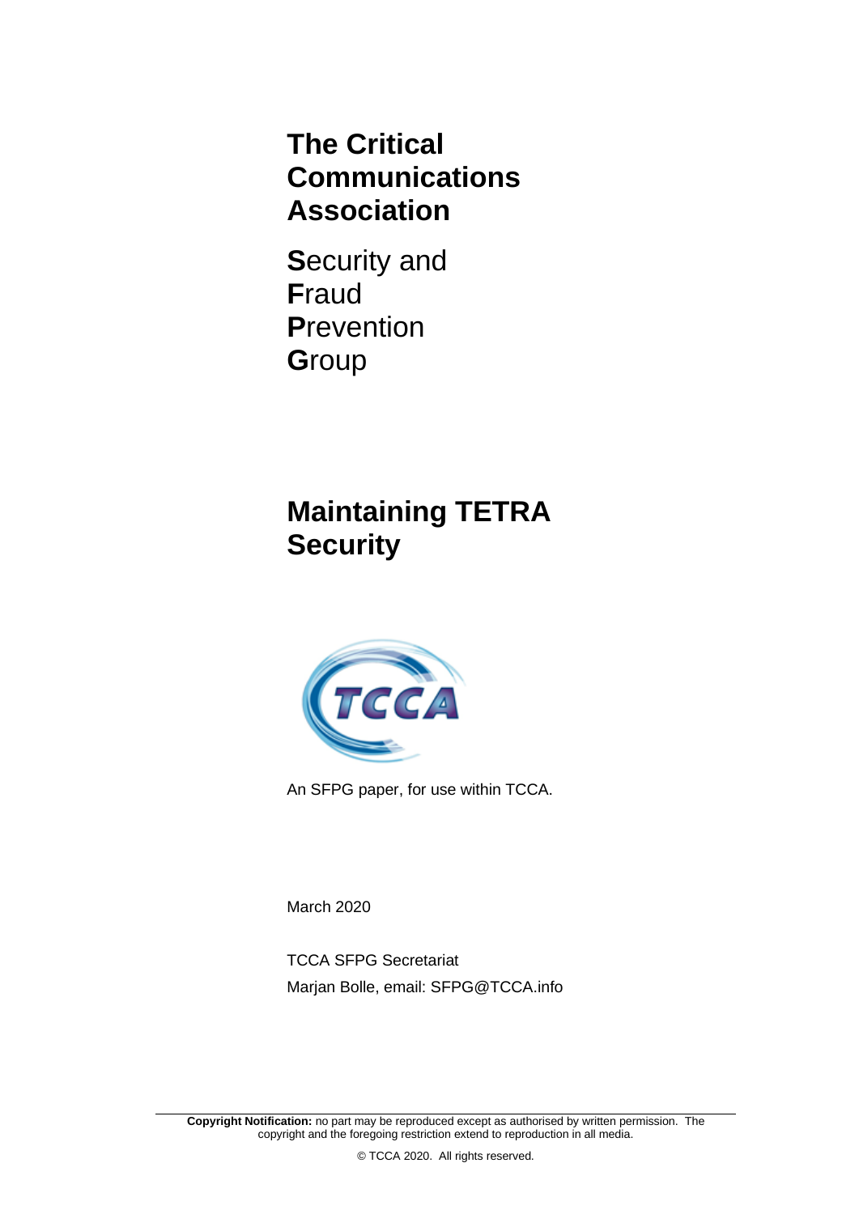# The Critical Communications Association

**S**ecurity and **F**raud **P**revention **G**roup

# Maintaining TETRA Security

An SFPG paper, for use within TCCA.

March 2020

TCCA SFPG Secretariat

Marjan Bolle, email: SFPG@TCCA.info

**Copyright Notification:** no part may be reproduced except as authorised by written permission. The copyright and the foregoing restriction extend to reproduction in all media.

© TCCA 2020. All rights reserved.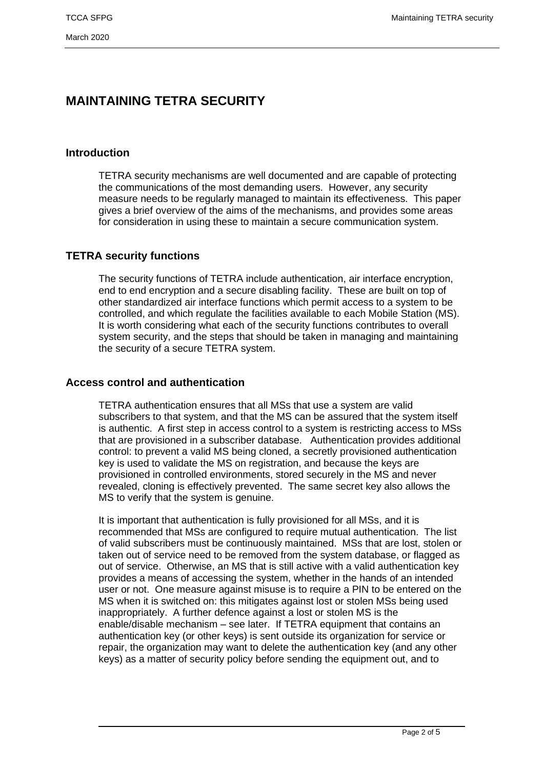# MAINTAINING TETRA SECURITY

## Introduction

TETRA security mechanisms are well documented and are capable of protecting the communications of the most demanding users. However, any security measure needs to be regularly managed to maintain its effectiveness. This paper gives a brief overview of the aims of the mechanisms, and provides some areas for consideration in using these to maintain a secure communication system.

## TETRA security functions

The security functions of TETRA include authentication, air interface encryption, end to end encryption and a secure disabling facility. These are built on top of other standardized air interface functions which permit access to a system to be controlled, and which regulate the facilities available to each Mobile Station (MS). It is worth considering what each of the security functions contributes to overall system security, and the steps that should be taken in managing and maintaining the security of a secure TETRA system.

## Access control and authentication

TETRA authentication ensures that all MSs that use a system are valid subscribers to that system, and that the MS can be assured that the system itself is authentic. A first step in access control to a system is restricting access to MSs that are provisioned in a subscriber database. Authentication provides additional control: to prevent a valid MS being cloned, a secretly provisioned authentication key is used to validate the MS on registration, and because the keys are provisioned in controlled environments, stored securely in the MS and never revealed, cloning is effectively prevented. The same secret key also allows the MS to verify that the system is genuine.

It is important that authentication is fully provisioned for all MSs, and it is recommended that MSs are configured to require mutual authentication. The list of valid subscribers must be continuously maintained. MSs that are lost, stolen or taken out of service need to be removed from the system database, or flagged as out of service. Otherwise, an MS that is still active with a valid authentication key provides a means of accessing the system, whether in the hands of an intended user or not. One measure against misuse is to require a PIN to be entered on the MS when it is switched on: this mitigates against lost or stolen MSs being used inappropriately. A further defence against a lost or stolen MS is the enable/disable mechanism – see later. If TETRA equipment that contains an authentication key (or other keys) is sent outside its organization for service or repair, the organization may want to delete the authentication key (and any other keys) as a matter of security policy before sending the equipment out, and to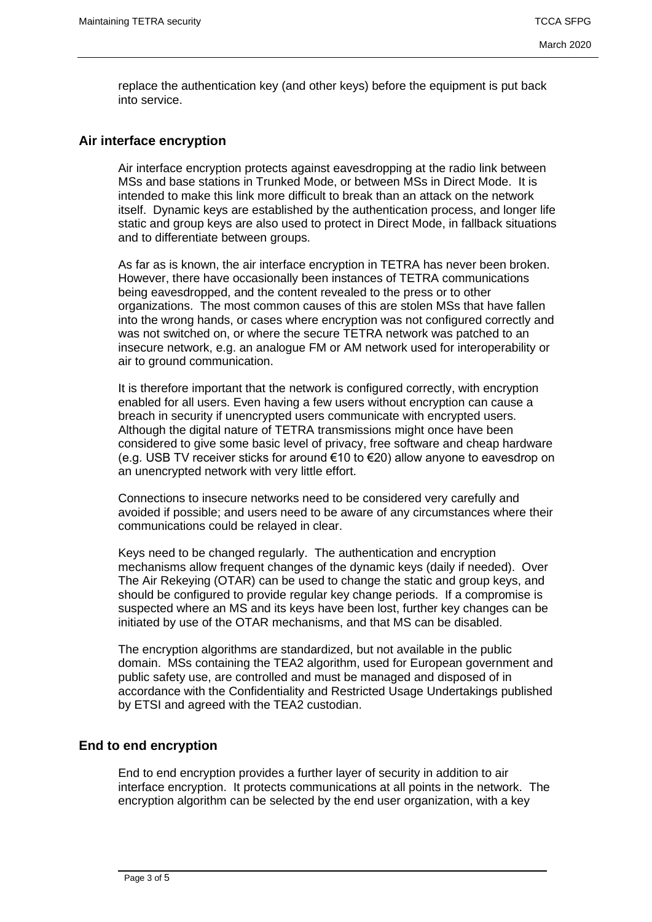replace the authentication key (and other keys) before the equipment is put back into service.

## Air interface encryption

Air interface encryption protects against eavesdropping at the radio link between MSs and base stations in Trunked Mode, or between MSs in Direct Mode. It is intended to make this link more difficult to break than an attack on the network itself. Dynamic keys are established by the authentication process, and longer life static and group keys are also used to protect in Direct Mode, in fallback situations and to differentiate between groups.

As far as is known, the air interface encryption in TETRA has never been broken. However, there have occasionally been instances of TETRA communications being eavesdropped, and the content revealed to the press or to other organizations. The most common causes of this are stolen MSs that have fallen into the wrong hands, or cases where encryption was not configured correctly and was not switched on, or where the secure TETRA network was patched to an insecure network, e.g. an analogue FM or AM network used for interoperability or air to ground communication.

It is therefore important that the network is configured correctly, with encryption enabled for all users. Even having a few users without encryption can cause a breach in security if unencrypted users communicate with encrypted users. Although the digital nature of TETRA transmissions might once have been considered to give some basic level of privacy, free software and cheap hardware (e.g. USB TV receiver sticks for around €10 to €20) allow anyone to eavesdrop on an unencrypted network with very little effort.

Connections to insecure networks need to be considered very carefully and avoided if possible; and users need to be aware of any circumstances where their communications could be relayed in clear.

Keys need to be changed regularly. The authentication and encryption mechanisms allow frequent changes of the dynamic keys (daily if needed). Over The Air Rekeying (OTAR) can be used to change the static and group keys, and should be configured to provide regular key change periods. If a compromise is suspected where an MS and its keys have been lost, further key changes can be initiated by use of the OTAR mechanisms, and that MS can be disabled.

The encryption algorithms are standardized, but not available in the public domain. MSs containing the TEA2 algorithm, used for European government and public safety use, are controlled and must be managed and disposed of in accordance with the Confidentiality and Restricted Usage Undertakings published by ETSI and agreed with the TEA2 custodian.

## End to end encryption

End to end encryption provides a further layer of security in addition to air interface encryption. It protects communications at all points in the network. The encryption algorithm can be selected by the end user organization, with a key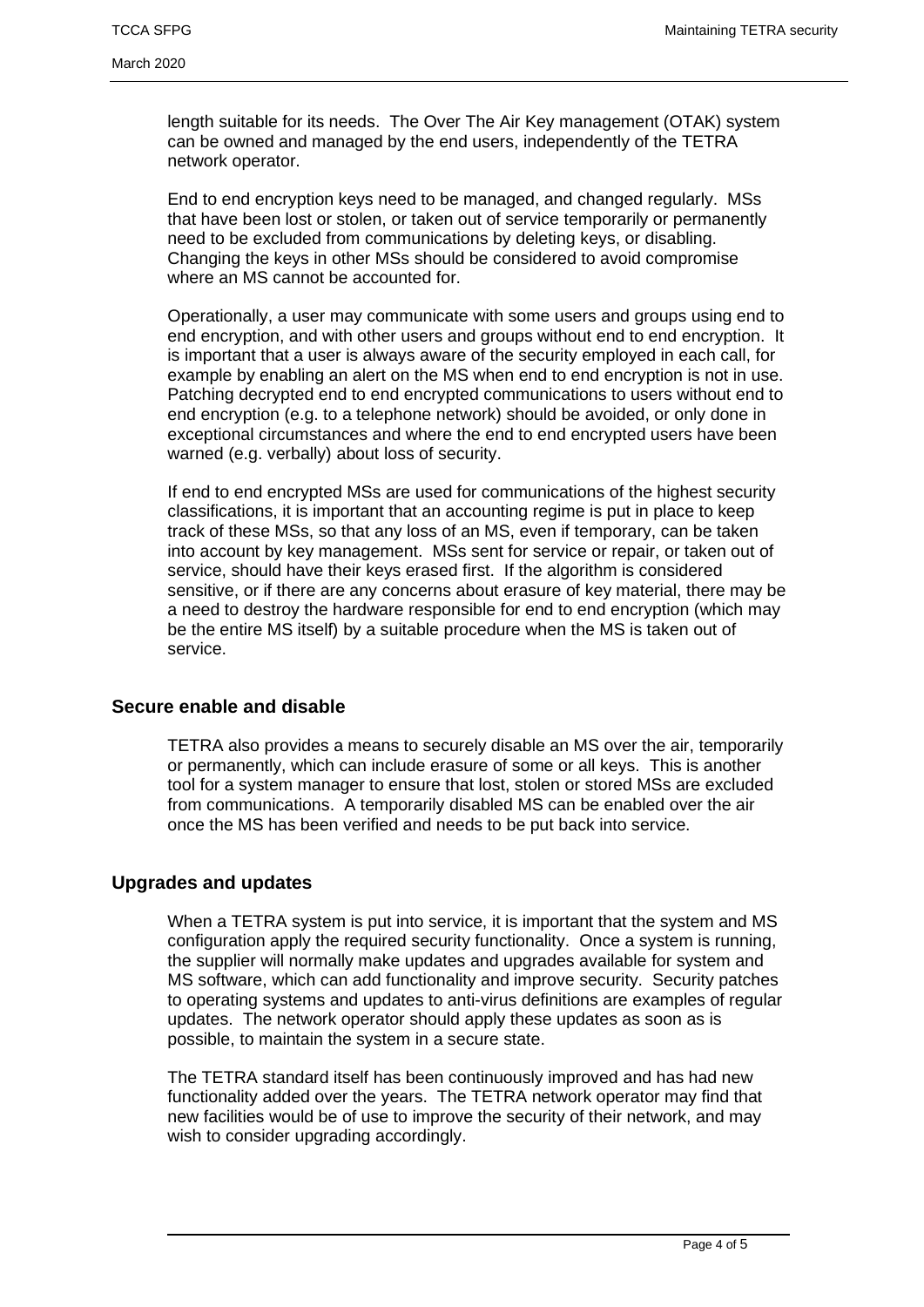length suitable for its needs. The Over The Air Key management (OTAK) system can be owned and managed by the end users, independently of the TETRA network operator.

End to end encryption keys need to be managed, and changed regularly. MSs that have been lost or stolen, or taken out of service temporarily or permanently need to be excluded from communications by deleting keys, or disabling. Changing the keys in other MSs should be considered to avoid compromise where an MS cannot be accounted for.

Operationally, a user may communicate with some users and groups using end to end encryption, and with other users and groups without end to end encryption. It is important that a user is always aware of the security employed in each call, for example by enabling an alert on the MS when end to end encryption is not in use. Patching decrypted end to end encrypted communications to users without end to end encryption (e.g. to a telephone network) should be avoided, or only done in exceptional circumstances and where the end to end encrypted users have been warned (e.g. verbally) about loss of security.

If end to end encrypted MSs are used for communications of the highest security classifications, it is important that an accounting regime is put in place to keep track of these MSs, so that any loss of an MS, even if temporary, can be taken into account by key management. MSs sent for service or repair, or taken out of service, should have their keys erased first. If the algorithm is considered sensitive, or if there are any concerns about erasure of key material, there may be a need to destroy the hardware responsible for end to end encryption (which may be the entire MS itself) by a suitable procedure when the MS is taken out of service.

## Secure enable and disable

TETRA also provides a means to securely disable an MS over the air, temporarily or permanently, which can include erasure of some or all keys. This is another tool for a system manager to ensure that lost, stolen or stored MSs are excluded from communications. A temporarily disabled MS can be enabled over the air once the MS has been verified and needs to be put back into service.

## Upgrades and updates

When a TETRA system is put into service, it is important that the system and MS configuration apply the required security functionality. Once a system is running, the supplier will normally make updates and upgrades available for system and MS software, which can add functionality and improve security. Security patches to operating systems and updates to anti-virus definitions are examples of regular updates. The network operator should apply these updates as soon as is possible, to maintain the system in a secure state.

The TETRA standard itself has been continuously improved and has had new functionality added over the years. The TETRA network operator may find that new facilities would be of use to improve the security of their network, and may wish to consider upgrading accordingly.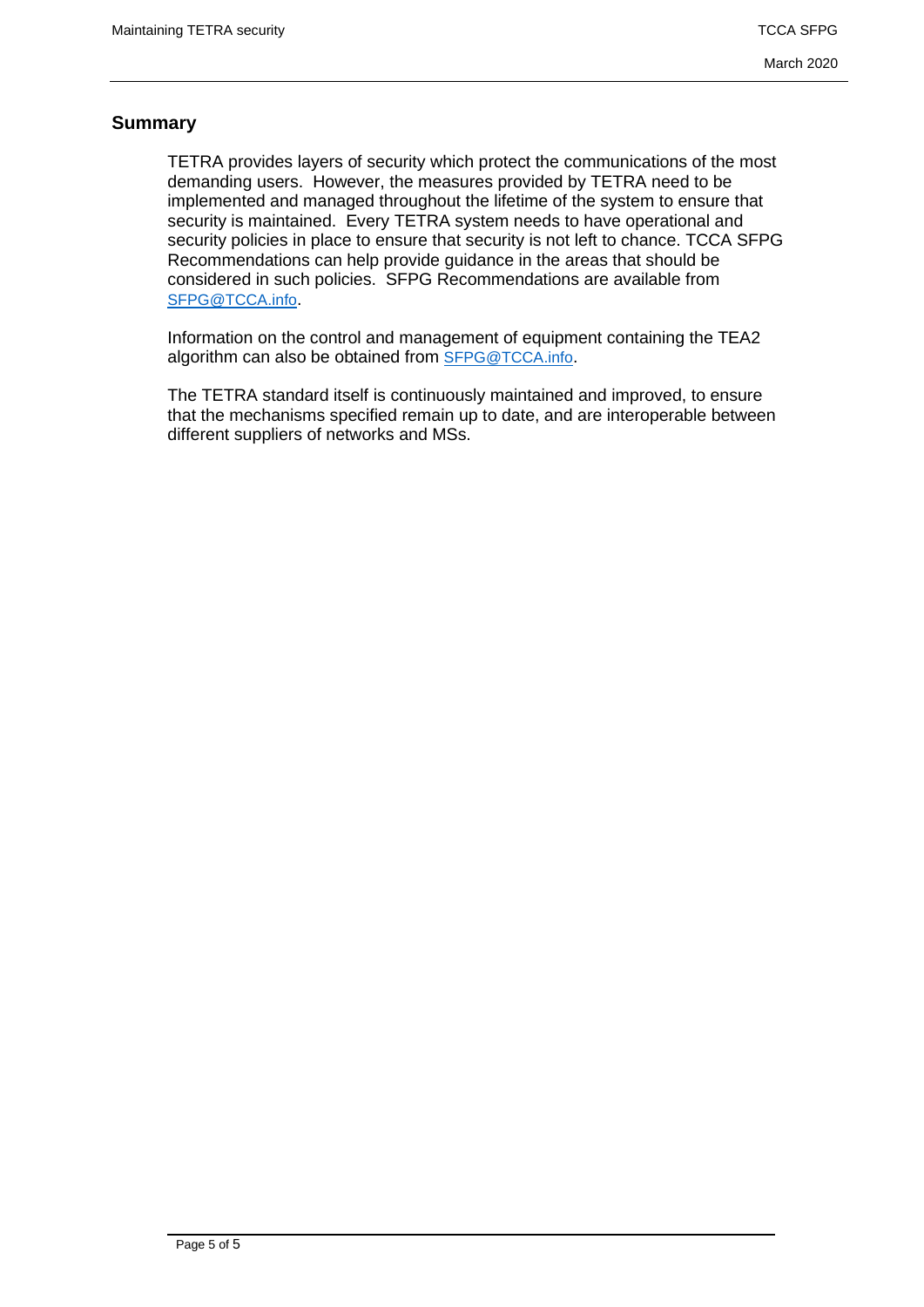## Summary

TETRA provides layers of security which protect the communications of the most demanding users. However, the measures provided by TETRA need to be implemented and managed throughout the lifetime of the system to ensure that security is maintained. Every TETRA system needs to have operational and security policies in place to ensure that security is not left to chance. TCCA SFPG Recommendations can help provide guidance in the areas that should be considered in such policies. SFPG Recommendations are available from SFPG@TCCA.info.

Information on the control and management of equipment containing the TEA2 algorithm can also be obtained from SFPG@TCCA.info.

The TETRA standard itself is continuously maintained and improved, to ensure that the mechanisms specified remain up to date, and are interoperable between different suppliers of networks and MSs.